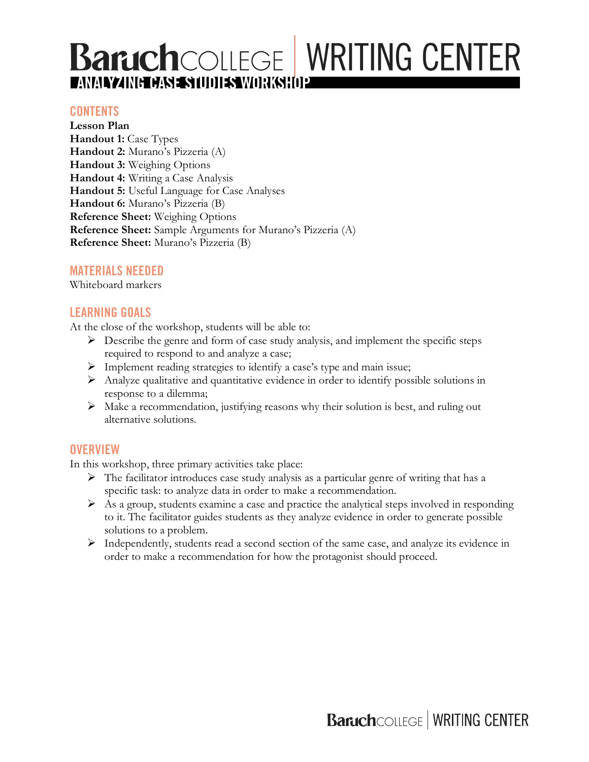# Baruch COLLEGE | WRITING CENTER

## ANALYZING CASE STUDIES WORKSHOP

### CONTENTS

**Lesson Plan**
**Handout 1:** Case Types
**Handout 2:** Murano's Pizzeria (A)
**Handout 3:** Weighing Options
**Handout 4:** Writing a Case Analysis
**Handout 5:** Useful Language for Case Analyses
**Handout 6:** Murano's Pizzeria (B)
**Reference Sheet:** Weighing Options
**Reference Sheet:** Sample Arguments for Murano's Pizzeria (A)
**Reference Sheet:** Murano's Pizzeria (B)

### MATERIALS NEEDED

Whiteboard markers

### LEARNING GOALS

At the close of the workshop, students will be able to:

- Describe the genre and form of case study analysis, and implement the specific steps required to respond to and analyze a case;
- Implement reading strategies to identify a case's type and main issue;
- Analyze qualitative and quantitative evidence in order to identify possible solutions in response to a dilemma;
- Make a recommendation, justifying reasons why their solution is best, and ruling out alternative solutions.

### OVERVIEW

In this workshop, three primary activities take place:

- The facilitator introduces case study analysis as a particular genre of writing that has a specific task: to analyze data in order to make a recommendation.
- As a group, students examine a case and practice the analytical steps involved in responding to it. The facilitator guides students as they analyze evidence in order to generate possible solutions to a problem.
- Independently, students read a second section of the same case, and analyze its evidence in order to make a recommendation for how the protagonist should proceed.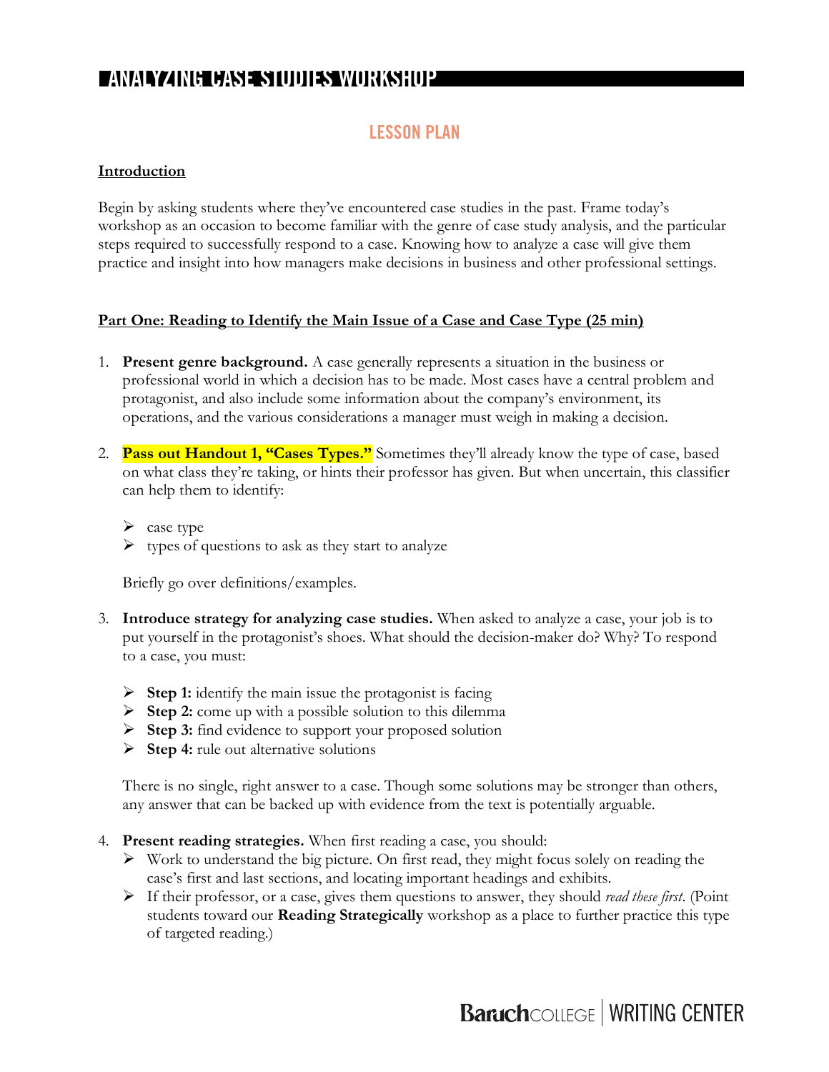# ANALYZING CASE STUDIES WORKSHOP

## LESSON PLAN

**Introduction**

Begin by asking students where they've encountered case studies in the past. Frame today's workshop as an occasion to become familiar with the genre of case study analysis, and the particular steps required to successfully respond to a case. Knowing how to analyze a case will give them practice and insight into how managers make decisions in business and other professional settings.

**Part One: Reading to Identify the Main Issue of a Case and Case Type (25 min)**

1. **Present genre background.** A case generally represents a situation in the business or professional world in which a decision has to be made. Most cases have a central problem and protagonist, and also include some information about the company's environment, its operations, and the various considerations a manager must weigh in making a decision.

2. **Pass out Handout 1, "Cases Types."** Sometimes they'll already know the type of case, based on what class they're taking, or hints their professor has given. But when uncertain, this classifier can help them to identify:

   - case type
   - types of questions to ask as they start to analyze

   Briefly go over definitions/examples.

3. **Introduce strategy for analyzing case studies.** When asked to analyze a case, your job is to put yourself in the protagonist's shoes. What should the decision-maker do? Why? To respond to a case, you must:

   - **Step 1:** identify the main issue the protagonist is facing
   - **Step 2:** come up with a possible solution to this dilemma
   - **Step 3:** find evidence to support your proposed solution
   - **Step 4:** rule out alternative solutions

   There is no single, right answer to a case. Though some solutions may be stronger than others, any answer that can be backed up with evidence from the text is potentially arguable.

4. **Present reading strategies.** When first reading a case, you should:
   - Work to understand the big picture. On first read, they might focus solely on reading the case's first and last sections, and locating important headings and exhibits.
   - If their professor, or a case, gives them questions to answer, they should *read these first*. (Point students toward our **Reading Strategically** workshop as a place to further practice this type of targeted reading.)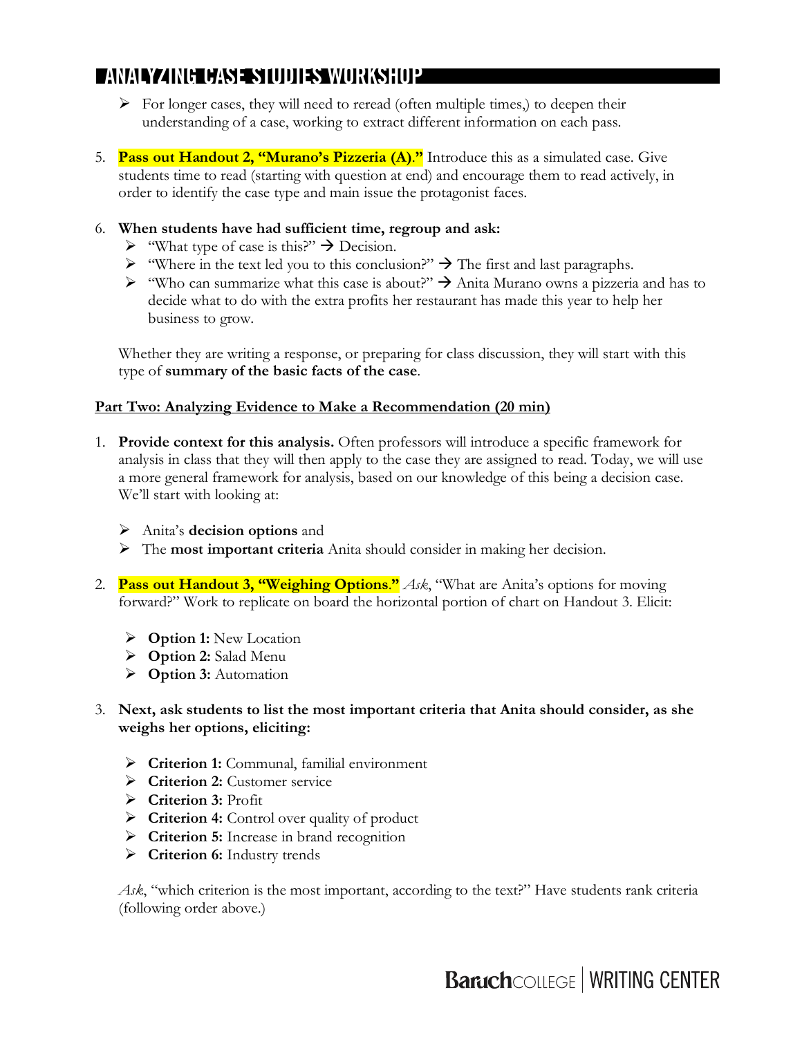- For longer cases, they will need to reread (often multiple times,) to deepen their understanding of a case, working to extract different information on each pass.

5. **Pass out Handout 2, "Murano's Pizzeria (A)."** Introduce this as a simulated case. Give students time to read (starting with question at end) and encourage them to read actively, in order to identify the case type and main issue the protagonist faces.

6. **When students have had sufficient time, regroup and ask:**
   - "What type of case is this?" → Decision.
   - "Where in the text led you to this conclusion?" → The first and last paragraphs.
   - "Who can summarize what this case is about?" → Anita Murano owns a pizzeria and has to decide what to do with the extra profits her restaurant has made this year to help her business to grow.

   Whether they are writing a response, or preparing for class discussion, they will start with this type of **summary of the basic facts of the case**.

**Part Two: Analyzing Evidence to Make a Recommendation (20 min)**

1. **Provide context for this analysis.** Often professors will introduce a specific framework for analysis in class that they will then apply to the case they are assigned to read. Today, we will use a more general framework for analysis, based on our knowledge of this being a decision case. We'll start with looking at:

   - Anita's **decision options** and
   - The **most important criteria** Anita should consider in making her decision.

2. **Pass out Handout 3, "Weighing Options."** *Ask*, "What are Anita's options for moving forward?" Work to replicate on board the horizontal portion of chart on Handout 3. Elicit:

   - **Option 1:** New Location
   - **Option 2:** Salad Menu
   - **Option 3:** Automation

3. **Next, ask students to list the most important criteria that Anita should consider, as she weighs her options, eliciting:**

   - **Criterion 1:** Communal, familial environment
   - **Criterion 2:** Customer service
   - **Criterion 3:** Profit
   - **Criterion 4:** Control over quality of product
   - **Criterion 5:** Increase in brand recognition
   - **Criterion 6:** Industry trends

   *Ask*, "which criterion is the most important, according to the text?" Have students rank criteria (following order above.)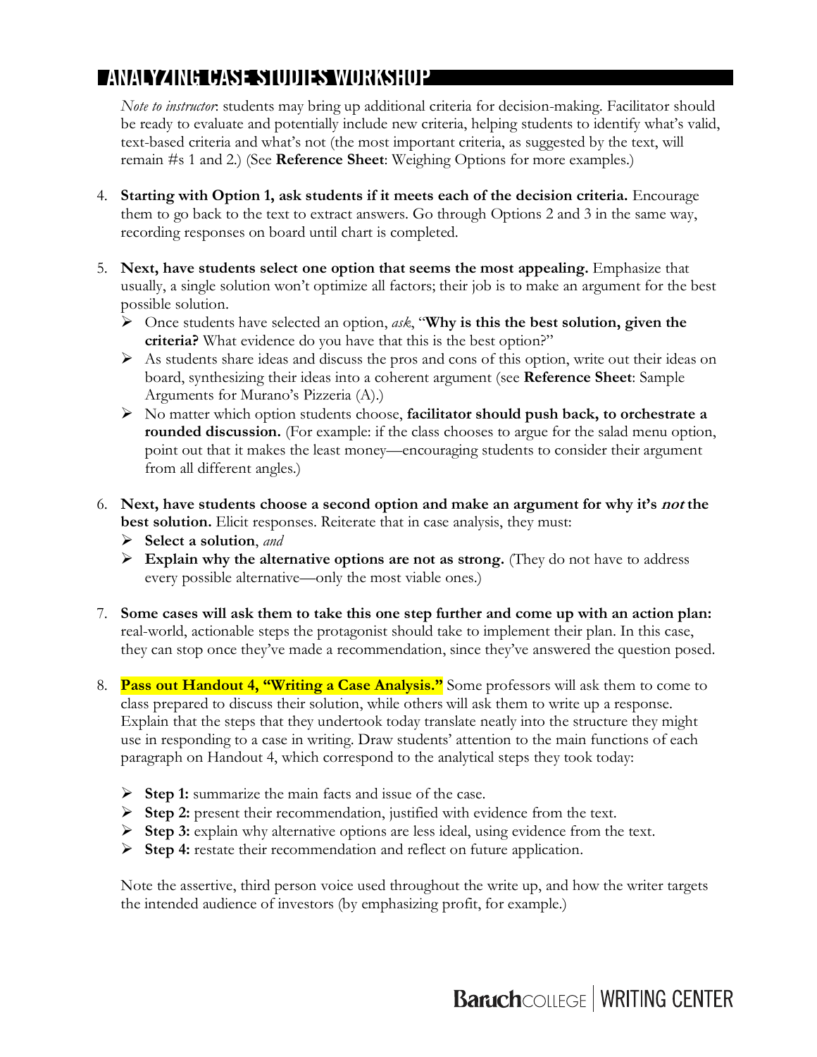# ANALYZING CASE STUDIES WORKSHOP

*Note to instructor*: students may bring up additional criteria for decision-making. Facilitator should be ready to evaluate and potentially include new criteria, helping students to identify what's valid, text-based criteria and what's not (the most important criteria, as suggested by the text, will remain #s 1 and 2.) (See **Reference Sheet**: Weighing Options for more examples.)

4. **Starting with Option 1, ask students if it meets each of the decision criteria.** Encourage them to go back to the text to extract answers. Go through Options 2 and 3 in the same way, recording responses on board until chart is completed.

5. **Next, have students select one option that seems the most appealing.** Emphasize that usually, a single solution won't optimize all factors; their job is to make an argument for the best possible solution.
   - Once students have selected an option, *ask*, "**Why is this the best solution, given the criteria?** What evidence do you have that this is the best option?"
   - As students share ideas and discuss the pros and cons of this option, write out their ideas on board, synthesizing their ideas into a coherent argument (see **Reference Sheet**: Sample Arguments for Murano's Pizzeria (A).)
   - No matter which option students choose, **facilitator should push back, to orchestrate a rounded discussion.** (For example: if the class chooses to argue for the salad menu option, point out that it makes the least money—encouraging students to consider their argument from all different angles.)

6. **Next, have students choose a second option and make an argument for why it's *not* the best solution.** Elicit responses. Reiterate that in case analysis, they must:
   - **Select a solution**, *and*
   - **Explain why the alternative options are not as strong.** (They do not have to address every possible alternative—only the most viable ones.)

7. **Some cases will ask them to take this one step further and come up with an action plan:** real-world, actionable steps the protagonist should take to implement their plan. In this case, they can stop once they've made a recommendation, since they've answered the question posed.

8. **Pass out Handout 4, "Writing a Case Analysis."** Some professors will ask them to come to class prepared to discuss their solution, while others will ask them to write up a response. Explain that the steps that they undertook today translate neatly into the structure they might use in responding to a case in writing. Draw students' attention to the main functions of each paragraph on Handout 4, which correspond to the analytical steps they took today:

   - **Step 1:** summarize the main facts and issue of the case.
   - **Step 2:** present their recommendation, justified with evidence from the text.
   - **Step 3:** explain why alternative options are less ideal, using evidence from the text.
   - **Step 4:** restate their recommendation and reflect on future application.

   Note the assertive, third person voice used throughout the write up, and how the writer targets the intended audience of investors (by emphasizing profit, for example.)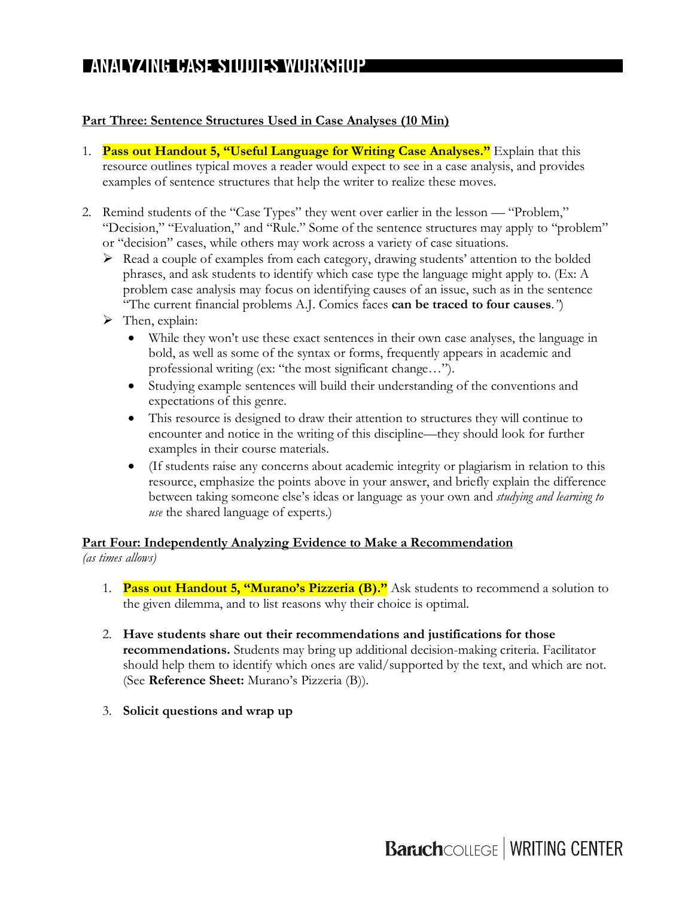## Part Three: Sentence Structures Used in Case Analyses (10 Min)

1. **Pass out Handout 5, "Useful Language for Writing Case Analyses."** Explain that this resource outlines typical moves a reader would expect to see in a case analysis, and provides examples of sentence structures that help the writer to realize these moves.

2. Remind students of the "Case Types" they went over earlier in the lesson — "Problem," "Decision," "Evaluation," and "Rule." Some of the sentence structures may apply to "problem" or "decision" cases, while others may work across a variety of case situations.
   - Read a couple of examples from each category, drawing students' attention to the bolded phrases, and ask students to identify which case type the language might apply to. (Ex: A problem case analysis may focus on identifying causes of an issue, such as in the sentence "The current financial problems A.J. Comics faces **can be traced to four causes**.")
   - Then, explain:
     - While they won't use these exact sentences in their own case analyses, the language in bold, as well as some of the syntax or forms, frequently appears in academic and professional writing (ex: "the most significant change…").
     - Studying example sentences will build their understanding of the conventions and expectations of this genre.
     - This resource is designed to draw their attention to structures they will continue to encounter and notice in the writing of this discipline—they should look for further examples in their course materials.
     - (If students raise any concerns about academic integrity or plagiarism in relation to this resource, emphasize the points above in your answer, and briefly explain the difference between taking someone else's ideas or language as your own and *studying and learning to use* the shared language of experts.)

## Part Four: Independently Analyzing Evidence to Make a Recommendation

*(as times allows)*

1. **Pass out Handout 5, "Murano's Pizzeria (B)."** Ask students to recommend a solution to the given dilemma, and to list reasons why their choice is optimal.

2. **Have students share out their recommendations and justifications for those recommendations.** Students may bring up additional decision-making criteria. Facilitator should help them to identify which ones are valid/supported by the text, and which are not. (See **Reference Sheet:** Murano's Pizzeria (B)).

3. **Solicit questions and wrap up**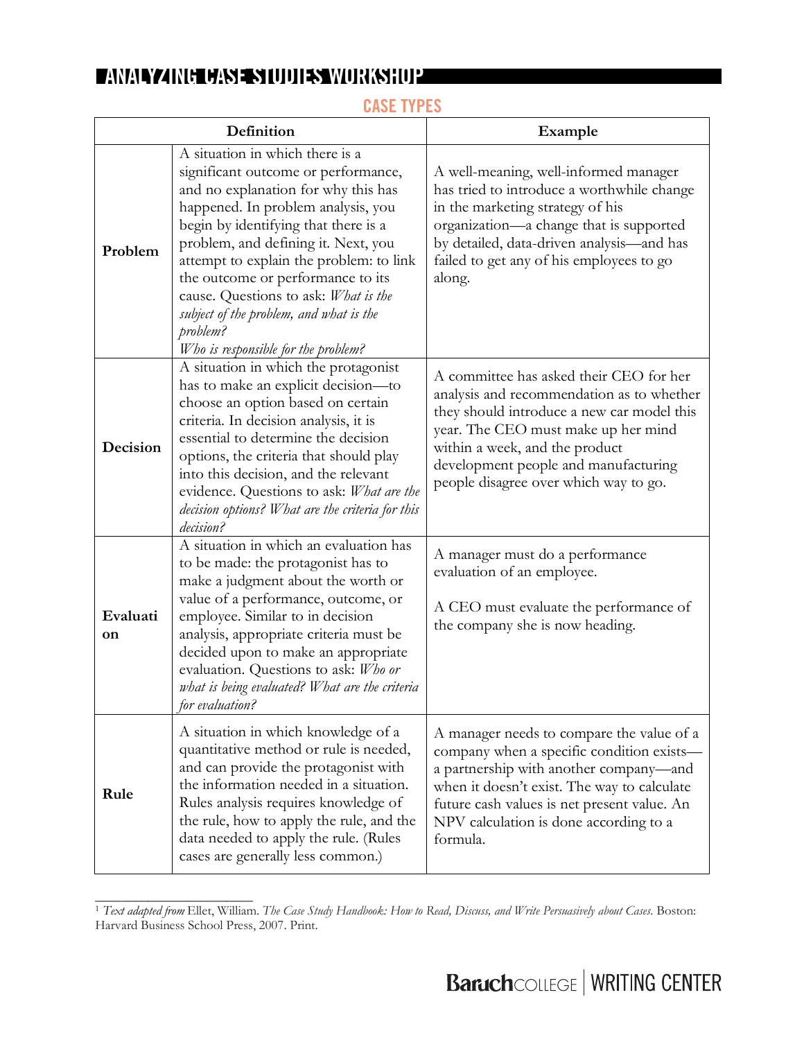# ANALYZING CASE STUDIES WORKSHOP

## CASE TYPES

| | Definition | Example |
|---|---|---|
| **Problem** | A situation in which there is a significant outcome or performance, and no explanation for why this has happened. In problem analysis, you begin by identifying that there is a problem, and defining it. Next, you attempt to explain the problem: to link the outcome or performance to its cause. Questions to ask: *What is the subject of the problem, and what is the problem?* *Who is responsible for the problem?* | A well-meaning, well-informed manager has tried to introduce a worthwhile change in the marketing strategy of his organization—a change that is supported by detailed, data-driven analysis—and has failed to get any of his employees to go along. |
| **Decision** | A situation in which the protagonist has to make an explicit decision—to choose an option based on certain criteria. In decision analysis, it is essential to determine the decision options, the criteria that should play into this decision, and the relevant evidence. Questions to ask: *What are the decision options? What are the criteria for this decision?* | A committee has asked their CEO for her analysis and recommendation as to whether they should introduce a new car model this year. The CEO must make up her mind within a week, and the product development people and manufacturing people disagree over which way to go. |
| **Evaluation** | A situation in which an evaluation has to be made: the protagonist has to make a judgment about the worth or value of a performance, outcome, or employee. Similar to in decision analysis, appropriate criteria must be decided upon to make an appropriate evaluation. Questions to ask: *Who or what is being evaluated? What are the criteria for evaluation?* | A manager must do a performance evaluation of an employee. <br><br> A CEO must evaluate the performance of the company she is now heading. |
| **Rule** | A situation in which knowledge of a quantitative method or rule is needed, and can provide the protagonist with the information needed in a situation. Rules analysis requires knowledge of the rule, how to apply the rule, and the data needed to apply the rule. (Rules cases are generally less common.) | A manager needs to compare the value of a company when a specific condition exists—a partnership with another company—and when it doesn't exist. The way to calculate future cash values is net present value. An NPV calculation is done according to a formula. |

---

[1] *Text adapted from* Ellet, William. *The Case Study Handbook: How to Read, Discuss, and Write Persuasively about Cases*. Boston: Harvard Business School Press, 2007. Print.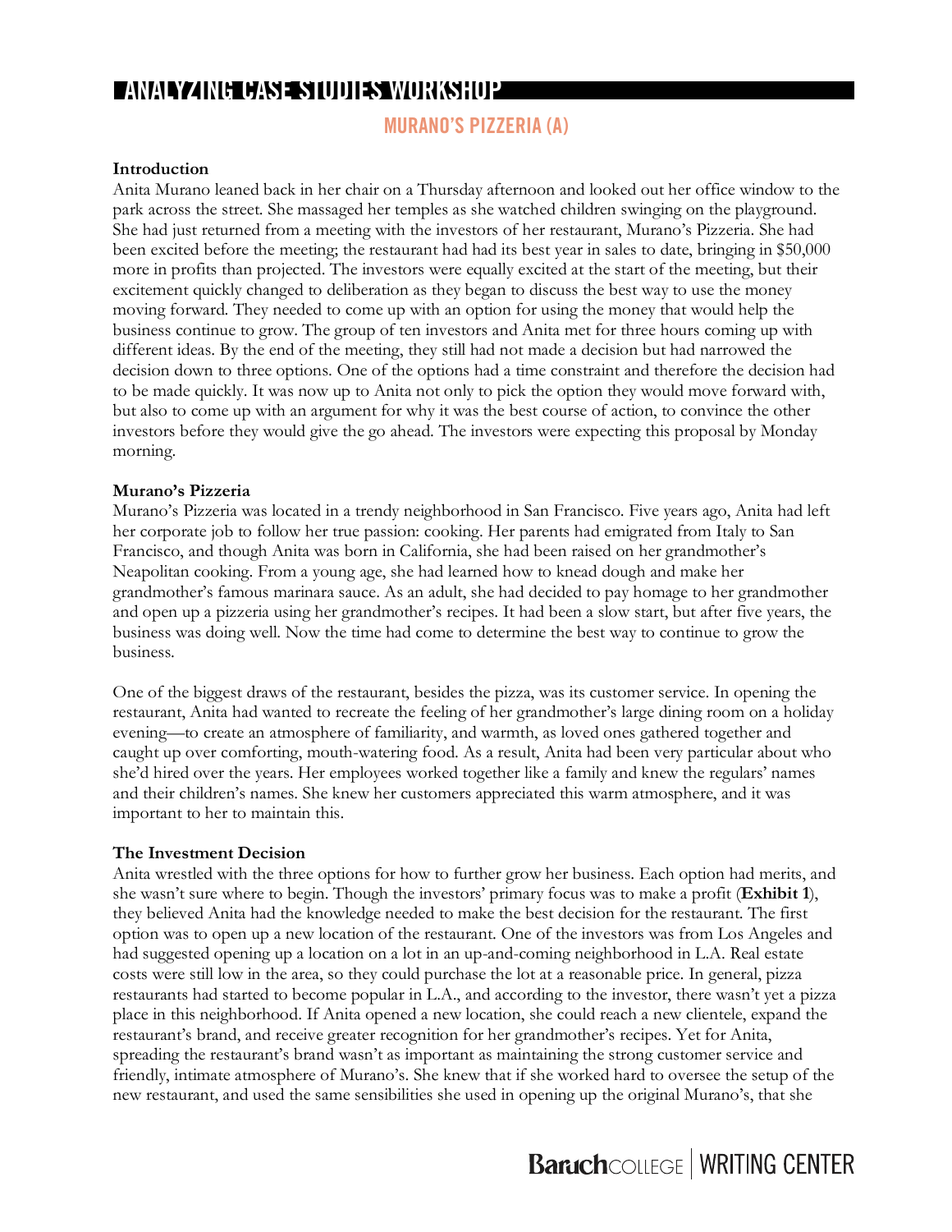# ANALYZING CASE STUDIES WORKSHOP

## MURANO'S PIZZERIA (A)

**Introduction**

Anita Murano leaned back in her chair on a Thursday afternoon and looked out her office window to the park across the street. She massaged her temples as she watched children swinging on the playground. She had just returned from a meeting with the investors of her restaurant, Murano's Pizzeria. She had been excited before the meeting; the restaurant had had its best year in sales to date, bringing in $50,000 more in profits than projected. The investors were equally excited at the start of the meeting, but their excitement quickly changed to deliberation as they began to discuss the best way to use the money moving forward. They needed to come up with an option for using the money that would help the business continue to grow. The group of ten investors and Anita met for three hours coming up with different ideas. By the end of the meeting, they still had not made a decision but had narrowed the decision down to three options. One of the options had a time constraint and therefore the decision had to be made quickly. It was now up to Anita not only to pick the option they would move forward with, but also to come up with an argument for why it was the best course of action, to convince the other investors before they would give the go ahead. The investors were expecting this proposal by Monday morning.

**Murano's Pizzeria**

Murano's Pizzeria was located in a trendy neighborhood in San Francisco. Five years ago, Anita had left her corporate job to follow her true passion: cooking. Her parents had emigrated from Italy to San Francisco, and though Anita was born in California, she had been raised on her grandmother's Neapolitan cooking. From a young age, she had learned how to knead dough and make her grandmother's famous marinara sauce. As an adult, she had decided to pay homage to her grandmother and open up a pizzeria using her grandmother's recipes. It had been a slow start, but after five years, the business was doing well. Now the time had come to determine the best way to continue to grow the business.

One of the biggest draws of the restaurant, besides the pizza, was its customer service. In opening the restaurant, Anita had wanted to recreate the feeling of her grandmother's large dining room on a holiday evening—to create an atmosphere of familiarity, and warmth, as loved ones gathered together and caught up over comforting, mouth-watering food. As a result, Anita had been very particular about who she'd hired over the years. Her employees worked together like a family and knew the regulars' names and their children's names. She knew her customers appreciated this warm atmosphere, and it was important to her to maintain this.

**The Investment Decision**

Anita wrestled with the three options for how to further grow her business. Each option had merits, and she wasn't sure where to begin. Though the investors' primary focus was to make a profit (**Exhibit 1**), they believed Anita had the knowledge needed to make the best decision for the restaurant. The first option was to open up a new location of the restaurant. One of the investors was from Los Angeles and had suggested opening up a location on a lot in an up-and-coming neighborhood in L.A. Real estate costs were still low in the area, so they could purchase the lot at a reasonable price. In general, pizza restaurants had started to become popular in L.A., and according to the investor, there wasn't yet a pizza place in this neighborhood. If Anita opened a new location, she could reach a new clientele, expand the restaurant's brand, and receive greater recognition for her grandmother's recipes. Yet for Anita, spreading the restaurant's brand wasn't as important as maintaining the strong customer service and friendly, intimate atmosphere of Murano's. She knew that if she worked hard to oversee the setup of the new restaurant, and used the same sensibilities she used in opening up the original Murano's, that she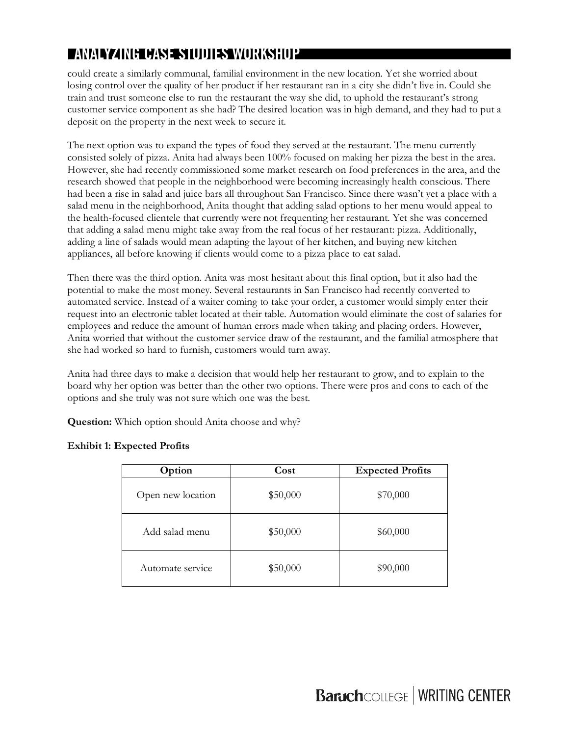could create a similarly communal, familial environment in the new location. Yet she worried about losing control over the quality of her product if her restaurant ran in a city she didn't live in. Could she train and trust someone else to run the restaurant the way she did, to uphold the restaurant's strong customer service component as she had? The desired location was in high demand, and they had to put a deposit on the property in the next week to secure it.

The next option was to expand the types of food they served at the restaurant. The menu currently consisted solely of pizza. Anita had always been 100% focused on making her pizza the best in the area. However, she had recently commissioned some market research on food preferences in the area, and the research showed that people in the neighborhood were becoming increasingly health conscious. There had been a rise in salad and juice bars all throughout San Francisco. Since there wasn't yet a place with a salad menu in the neighborhood, Anita thought that adding salad options to her menu would appeal to the health-focused clientele that currently were not frequenting her restaurant. Yet she was concerned that adding a salad menu might take away from the real focus of her restaurant: pizza. Additionally, adding a line of salads would mean adapting the layout of her kitchen, and buying new kitchen appliances, all before knowing if clients would come to a pizza place to eat salad.

Then there was the third option. Anita was most hesitant about this final option, but it also had the potential to make the most money. Several restaurants in San Francisco had recently converted to automated service. Instead of a waiter coming to take your order, a customer would simply enter their request into an electronic tablet located at their table. Automation would eliminate the cost of salaries for employees and reduce the amount of human errors made when taking and placing orders. However, Anita worried that without the customer service draw of the restaurant, and the familial atmosphere that she had worked so hard to furnish, customers would turn away.

Anita had three days to make a decision that would help her restaurant to grow, and to explain to the board why her option was better than the other two options. There were pros and cons to each of the options and she truly was not sure which one was the best.

**Question:** Which option should Anita choose and why?

**Exhibit 1: Expected Profits**

| Option | Cost | Expected Profits |
| --- | --- | --- |
| Open new location | $50,000 | $70,000 |
| Add salad menu | $50,000 | $60,000 |
| Automate service | $50,000 | $90,000 |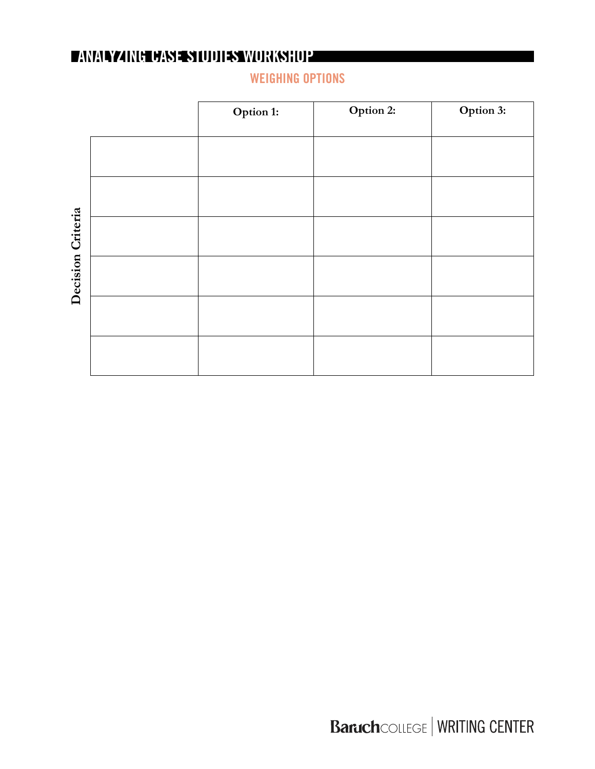# ANALYZING CASE STUDIES WORKSHOP

## WEIGHING OPTIONS

| Decision Criteria | Option 1: | Option 2: | Option 3: |
|---|---|---|---|
| | | | |
| | | | |
| | | | |
| | | | |
| | | | |
| | | | |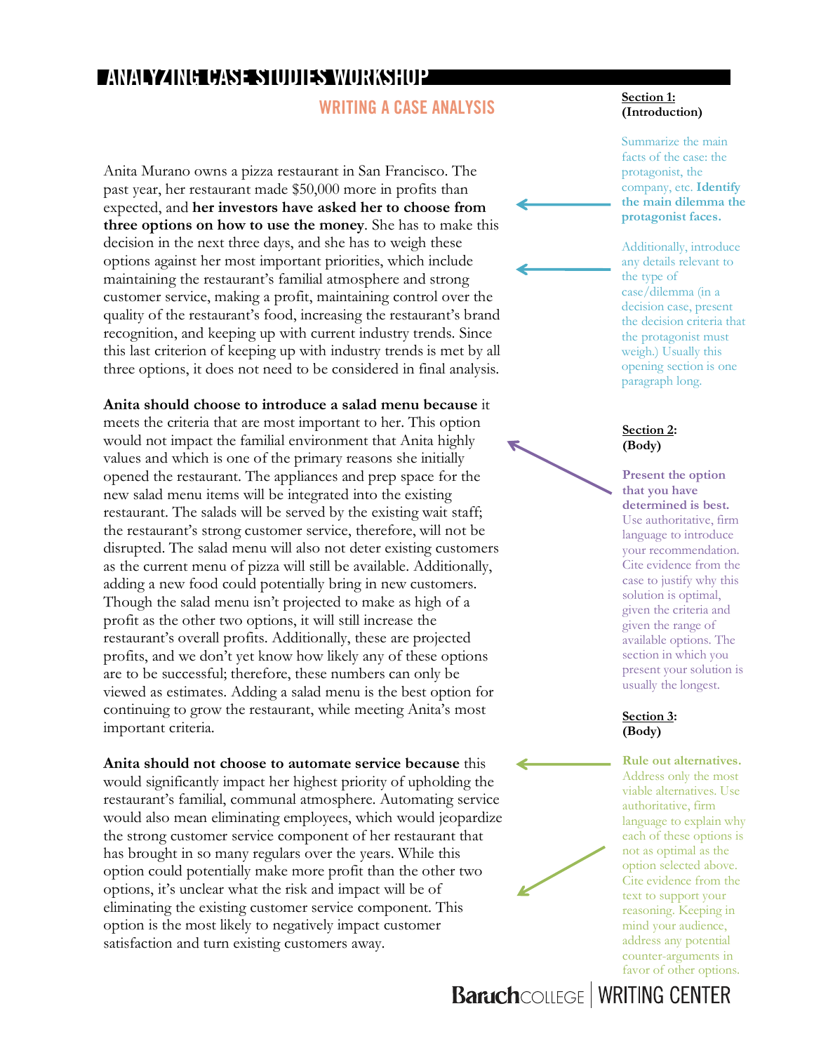# ANALYZING CASE STUDIES WORKSHOP

## WRITING A CASE ANALYSIS

Anita Murano owns a pizza restaurant in San Francisco. The past year, her restaurant made $50,000 more in profits than expected, and **her investors have asked her to choose from three options on how to use the money**. She has to make this decision in the next three days, and she has to weigh these options against her most important priorities, which include maintaining the restaurant's familial atmosphere and strong customer service, making a profit, maintaining control over the quality of the restaurant's food, increasing the restaurant's brand recognition, and keeping up with current industry trends. Since this last criterion of keeping up with industry trends is met by all three options, it does not need to be considered in final analysis.

**Anita should choose to introduce a salad menu because** it meets the criteria that are most important to her. This option would not impact the familial environment that Anita highly values and which is one of the primary reasons she initially opened the restaurant. The appliances and prep space for the new salad menu items will be integrated into the existing restaurant. The salads will be served by the existing wait staff; the restaurant's strong customer service, therefore, will not be disrupted. The salad menu will also not deter existing customers as the current menu of pizza will still be available. Additionally, adding a new food could potentially bring in new customers. Though the salad menu isn't projected to make as high of a profit as the other two options, it will still increase the restaurant's overall profits. Additionally, these are projected profits, and we don't yet know how likely any of these options are to be successful; therefore, these numbers can only be viewed as estimates. Adding a salad menu is the best option for continuing to grow the restaurant, while meeting Anita's most important criteria.

**Anita should not choose to automate service because** this would significantly impact her highest priority of upholding the restaurant's familial, communal atmosphere. Automating service would also mean eliminating employees, which would jeopardize the strong customer service component of her restaurant that has brought in so many regulars over the years. While this option could potentially make more profit than the other two options, it's unclear what the risk and impact will be of eliminating the existing customer service component. This option is the most likely to negatively impact customer satisfaction and turn existing customers away.

---

**Section 1:**
**(Introduction)**

Summarize the main facts of the case: the protagonist, the company, etc. **Identify the main dilemma the protagonist faces.**

Additionally, introduce any details relevant to the type of case/dilemma (in a decision case, present the decision criteria that the protagonist must weigh.) Usually this opening section is one paragraph long.

**Section 2:**
**(Body)**

**Present the option that you have determined is best.** Use authoritative, firm language to introduce your recommendation. Cite evidence from the case to justify why this solution is optimal, given the criteria and given the range of available options. The section in which you present your solution is usually the longest.

**Section 3:**
**(Body)**

**Rule out alternatives.** Address only the most viable alternatives. Use authoritative, firm language to explain why each of these options is not as optimal as the option selected above. Cite evidence from the text to support your reasoning. Keeping in mind your audience, address any potential counter-arguments in favor of other options.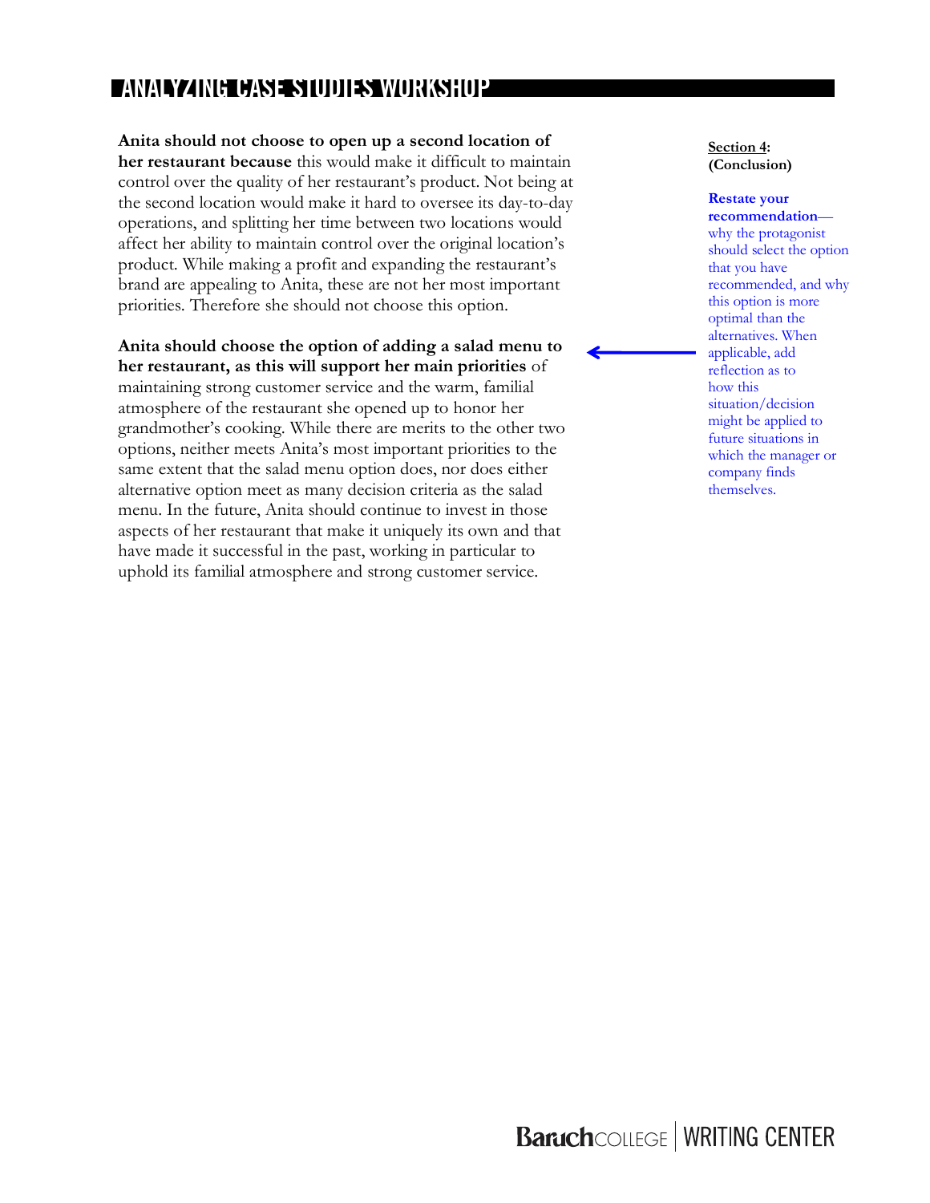Anita should not choose to open up a second location of her restaurant because** this would make it difficult to maintain control over the quality of her restaurant's product. Not being at the second location would make it hard to oversee its day-to-day operations, and splitting her time between two locations would affect her ability to maintain control over the original location's product. While making a profit and expanding the restaurant's brand are appealing to Anita, these are not her most important priorities. Therefore she should not choose this option.

**Anita should choose the option of adding a salad menu to her restaurant, as this will support her main priorities** of maintaining strong customer service and the warm, familial atmosphere of the restaurant she opened up to honor her grandmother's cooking. While there are merits to the other two options, neither meets Anita's most important priorities to the same extent that the salad menu option does, nor does either alternative option meet as many decision criteria as the salad menu. In the future, Anita should continue to invest in those aspects of her restaurant that make it uniquely its own and that have made it successful in the past, working in particular to uphold its familial atmosphere and strong customer service.

**Section 4: (Conclusion)**

**Restate your recommendation**— why the protagonist should select the option that you have recommended, and why this option is more optimal than the alternatives. When applicable, add reflection as to how this situation/decision might be applied to future situations in which the manager or company finds themselves.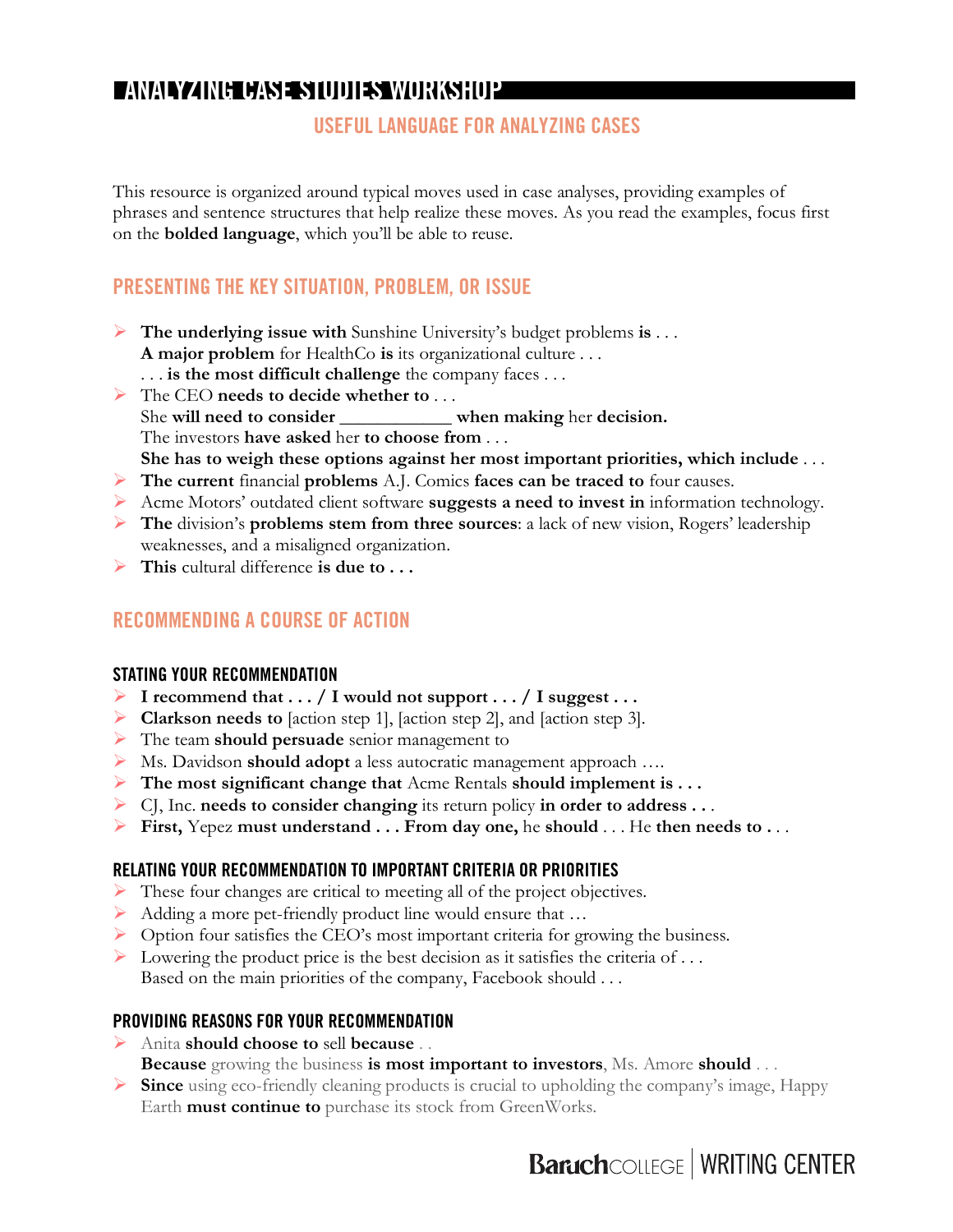# ANALYZING CASE STUDIES WORKSHOP

## USEFUL LANGUAGE FOR ANALYZING CASES

This resource is organized around typical moves used in case analyses, providing examples of phrases and sentence structures that help realize these moves. As you read the examples, focus first on the **bolded language**, which you'll be able to reuse.

## PRESENTING THE KEY SITUATION, PROBLEM, OR ISSUE

- **The underlying issue with** Sunshine University's budget problems **is** . . .
  **A major problem** for HealthCo **is** its organizational culture . . .
  . . . **is the most difficult challenge** the company faces . . .
- The CEO **needs to decide whether to** . . .
  She **will need to consider ____________ when making** her **decision.**
  The investors **have asked** her **to choose from** . . .
  **She has to weigh these options against her most important priorities, which include** . . .
- **The current** financial **problems** A.J. Comics **faces can be traced to** four causes.
- Acme Motors' outdated client software **suggests a need to invest in** information technology.
- **The** division's **problems stem from three sources**: a lack of new vision, Rogers' leadership weaknesses, and a misaligned organization.
- **This** cultural difference **is due to . . .**

## RECOMMENDING A COURSE OF ACTION

### STATING YOUR RECOMMENDATION

- **I recommend that . . . / I would not support . . . / I suggest . . .**
- **Clarkson needs to** [action step 1], [action step 2], and [action step 3].
- The team **should persuade** senior management to
- Ms. Davidson **should adopt** a less autocratic management approach ….
- **The most significant change that** Acme Rentals **should implement is . . .**
- CJ, Inc. **needs to consider changing** its return policy **in order to address . . .**
- **First,** Yepez **must understand . . . From day one,** he **should** . . . He **then needs to . . .**

### RELATING YOUR RECOMMENDATION TO IMPORTANT CRITERIA OR PRIORITIES

- These four changes are critical to meeting all of the project objectives.
- Adding a more pet-friendly product line would ensure that …
- Option four satisfies the CEO's most important criteria for growing the business.
- Lowering the product price is the best decision as it satisfies the criteria of . . .
  Based on the main priorities of the company, Facebook should . . .

### PROVIDING REASONS FOR YOUR RECOMMENDATION

- Anita **should choose to** sell **because** . .
  **Because** growing the business **is most important to investors**, Ms. Amore **should** . . .
- **Since** using eco-friendly cleaning products is crucial to upholding the company's image, Happy Earth **must continue to** purchase its stock from GreenWorks.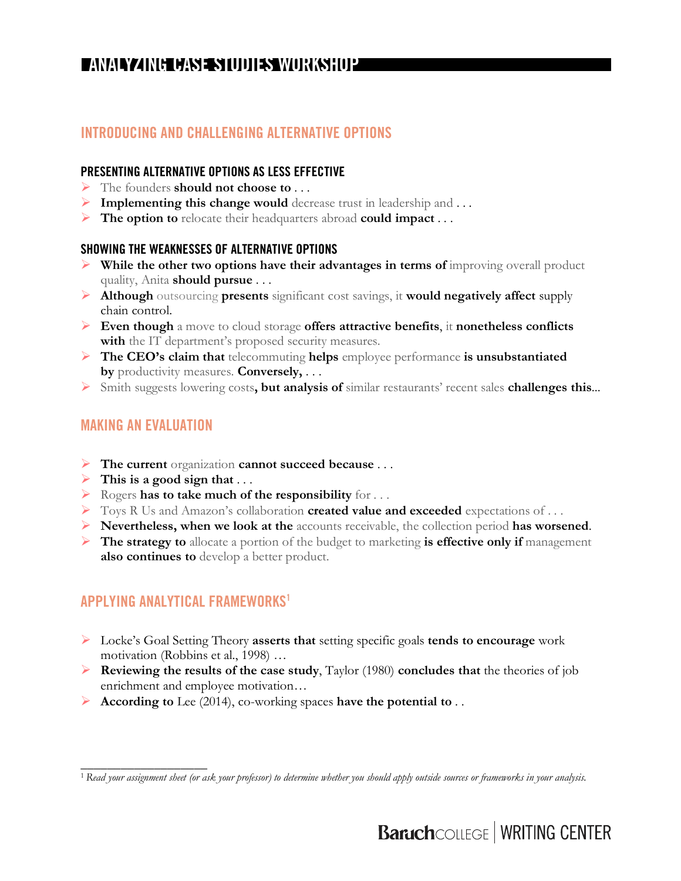# ANALYZING CASE STUDIES WORKSHOP

## INTRODUCING AND CHALLENGING ALTERNATIVE OPTIONS

### PRESENTING ALTERNATIVE OPTIONS AS LESS EFFECTIVE

- The founders **should not choose to** . . .
- **Implementing this change would** decrease trust in leadership and . . .
- **The option to** relocate their headquarters abroad **could impact** . . .

### SHOWING THE WEAKNESSES OF ALTERNATIVE OPTIONS

- **While the other two options have their advantages in terms of** improving overall product quality, Anita **should pursue** . . .
- **Although** outsourcing **presents** significant cost savings, it **would negatively affect** supply chain control.
- **Even though** a move to cloud storage **offers attractive benefits**, it **nonetheless conflicts with** the IT department's proposed security measures.
- **The CEO's claim that** telecommuting **helps** employee performance **is unsubstantiated by** productivity measures. **Conversely,** . . .
- Smith suggests lowering costs**, but analysis of** similar restaurants' recent sales **challenges this**...

## MAKING AN EVALUATION

- **The current** organization **cannot succeed because** . . .
- **This is a good sign that** . . .
- Rogers **has to take much of the responsibility** for . . .
- Toys R Us and Amazon's collaboration **created value and exceeded** expectations of . . .
- **Nevertheless, when we look at the** accounts receivable, the collection period **has worsened**.
- **The strategy to** allocate a portion of the budget to marketing **is effective only if** management **also continues to** develop a better product.

## APPLYING ANALYTICAL FRAMEWORKS[1]

- Locke's Goal Setting Theory **asserts that** setting specific goals **tends to encourage** work motivation (Robbins et al., 1998) …
- **Reviewing the results of the case study**, Taylor (1980) **concludes that** the theories of job enrichment and employee motivation…
- **According to** Lee (2014), co-working spaces **have the potential to** . .

---

[1] *Read your assignment sheet (or ask your professor) to determine whether you should apply outside sources or frameworks in your analysis.*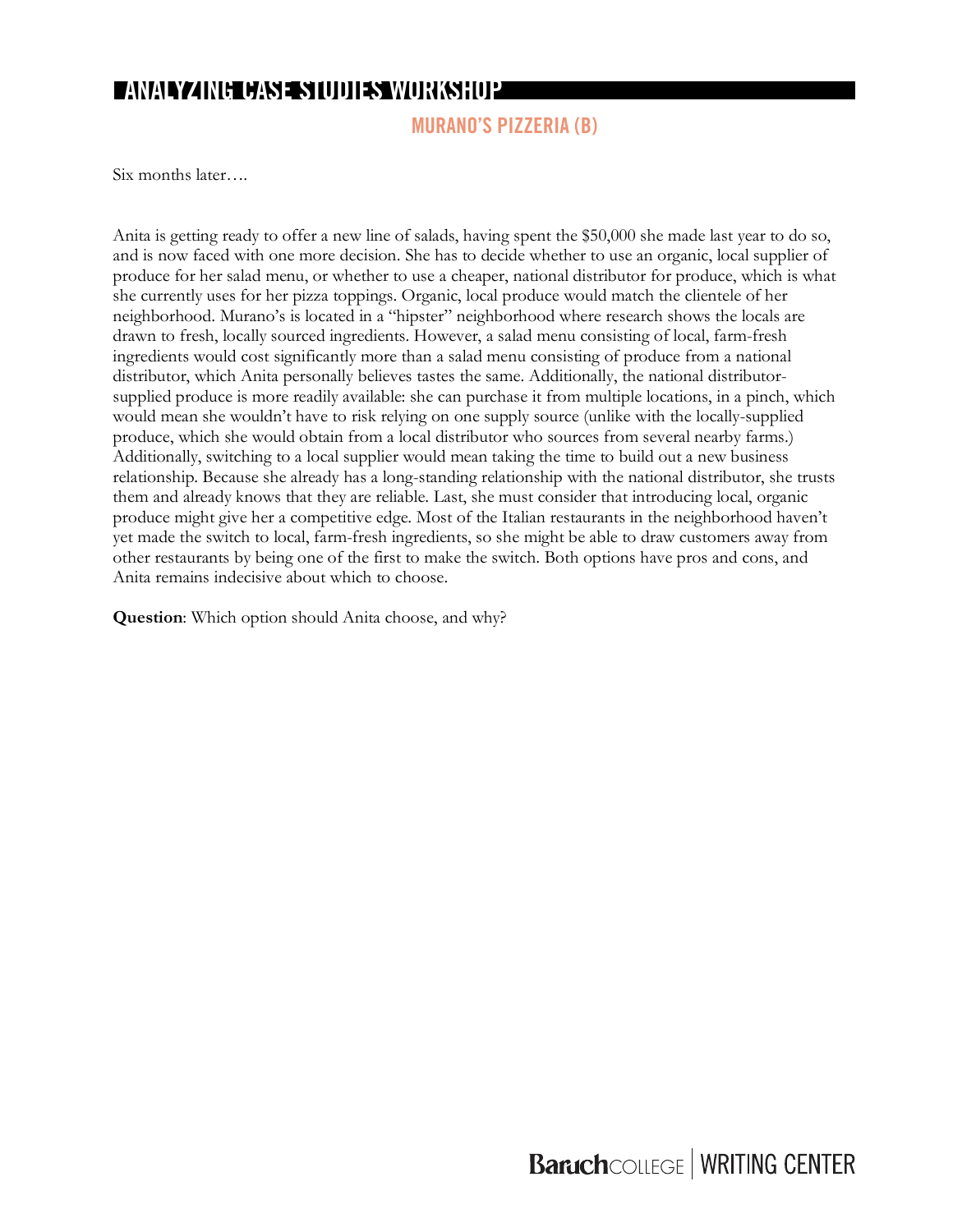# ANALYZING CASE STUDIES WORKSHOP

## MURANO'S PIZZERIA (B)

Six months later….

Anita is getting ready to offer a new line of salads, having spent the $50,000 she made last year to do so, and is now faced with one more decision. She has to decide whether to use an organic, local supplier of produce for her salad menu, or whether to use a cheaper, national distributor for produce, which is what she currently uses for her pizza toppings. Organic, local produce would match the clientele of her neighborhood. Murano's is located in a "hipster" neighborhood where research shows the locals are drawn to fresh, locally sourced ingredients. However, a salad menu consisting of local, farm-fresh ingredients would cost significantly more than a salad menu consisting of produce from a national distributor, which Anita personally believes tastes the same. Additionally, the national distributor-supplied produce is more readily available: she can purchase it from multiple locations, in a pinch, which would mean she wouldn't have to risk relying on one supply source (unlike with the locally-supplied produce, which she would obtain from a local distributor who sources from several nearby farms.) Additionally, switching to a local supplier would mean taking the time to build out a new business relationship. Because she already has a long-standing relationship with the national distributor, she trusts them and already knows that they are reliable. Last, she must consider that introducing local, organic produce might give her a competitive edge. Most of the Italian restaurants in the neighborhood haven't yet made the switch to local, farm-fresh ingredients, so she might be able to draw customers away from other restaurants by being one of the first to make the switch. Both options have pros and cons, and Anita remains indecisive about which to choose.

**Question**: Which option should Anita choose, and why?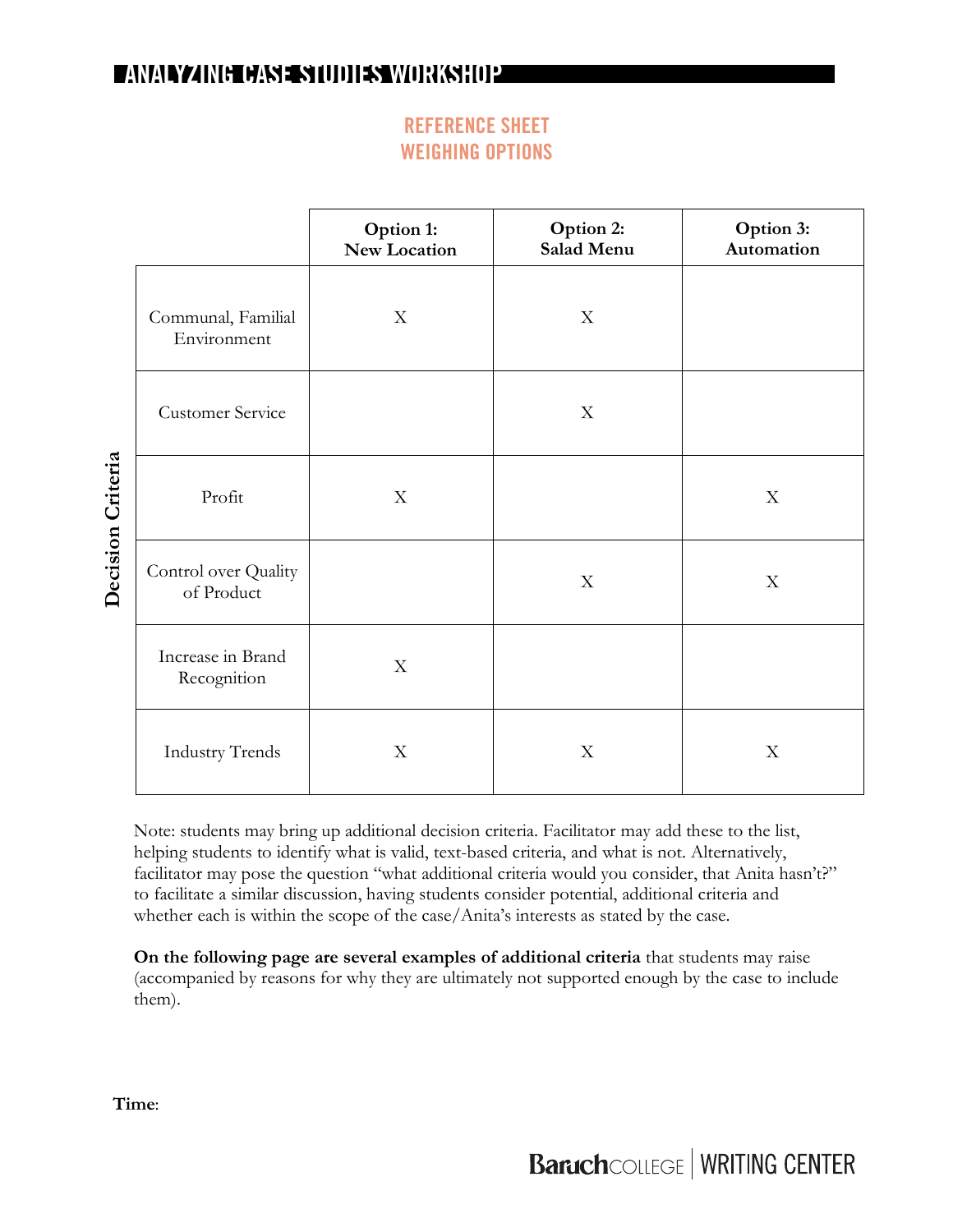## REFERENCE SHEET
## WEIGHING OPTIONS

| Decision Criteria | Option 1: New Location | Option 2: Salad Menu | Option 3: Automation |
|---|---|---|---|
| Communal, Familial Environment | X | X | |
| Customer Service | | X | |
| Profit | X | | X |
| Control over Quality of Product | | X | X |
| Increase in Brand Recognition | X | | |
| Industry Trends | X | X | X |

Note: students may bring up additional decision criteria. Facilitator may add these to the list, helping students to identify what is valid, text-based criteria, and what is not. Alternatively, facilitator may pose the question "what additional criteria would you consider, that Anita hasn't?" to facilitate a similar discussion, having students consider potential, additional criteria and whether each is within the scope of the case/Anita's interests as stated by the case.

**On the following page are several examples of additional criteria** that students may raise (accompanied by reasons for why they are ultimately not supported enough by the case to include them).

**Time**: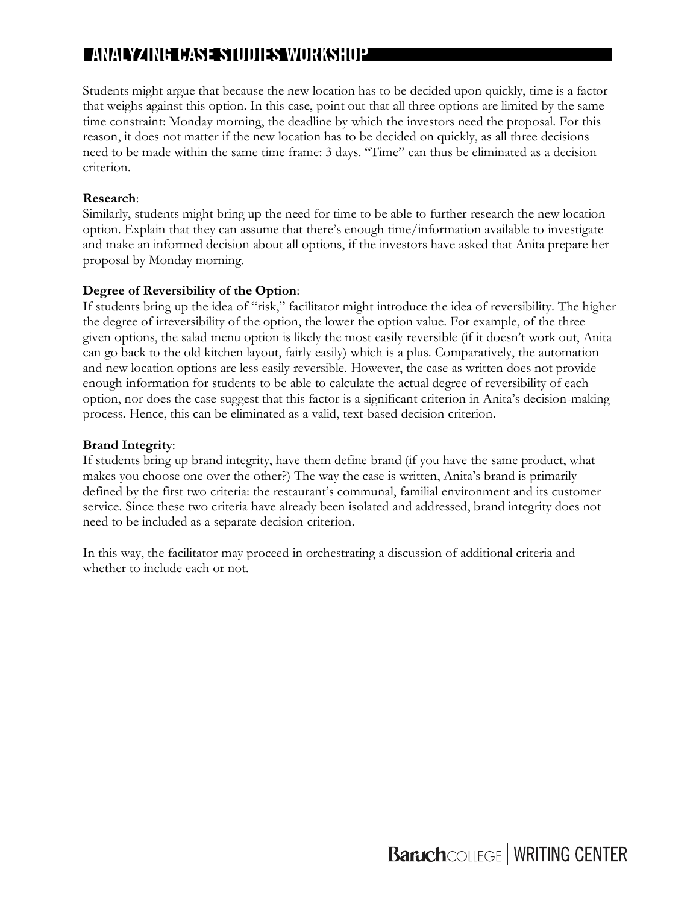Students might argue that because the new location has to be decided upon quickly, time is a factor that weighs against this option. In this case, point out that all three options are limited by the same time constraint: Monday morning, the deadline by which the investors need the proposal. For this reason, it does not matter if the new location has to be decided on quickly, as all three decisions need to be made within the same time frame: 3 days. "Time" can thus be eliminated as a decision criterion.

**Research**:
Similarly, students might bring up the need for time to be able to further research the new location option. Explain that they can assume that there's enough time/information available to investigate and make an informed decision about all options, if the investors have asked that Anita prepare her proposal by Monday morning.

**Degree of Reversibility of the Option**:
If students bring up the idea of "risk," facilitator might introduce the idea of reversibility. The higher the degree of irreversibility of the option, the lower the option value. For example, of the three given options, the salad menu option is likely the most easily reversible (if it doesn't work out, Anita can go back to the old kitchen layout, fairly easily) which is a plus. Comparatively, the automation and new location options are less easily reversible. However, the case as written does not provide enough information for students to be able to calculate the actual degree of reversibility of each option, nor does the case suggest that this factor is a significant criterion in Anita's decision-making process. Hence, this can be eliminated as a valid, text-based decision criterion.

**Brand Integrity**:
If students bring up brand integrity, have them define brand (if you have the same product, what makes you choose one over the other?) The way the case is written, Anita's brand is primarily defined by the first two criteria: the restaurant's communal, familial environment and its customer service. Since these two criteria have already been isolated and addressed, brand integrity does not need to be included as a separate decision criterion.

In this way, the facilitator may proceed in orchestrating a discussion of additional criteria and whether to include each or not.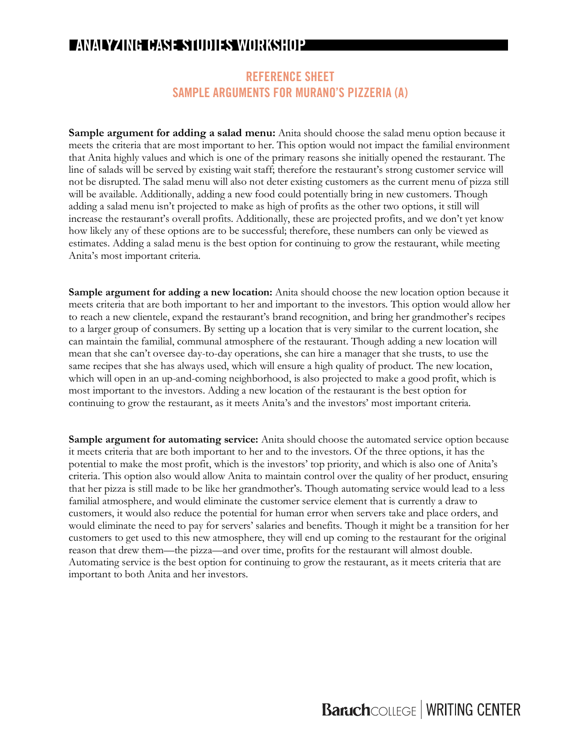# ANALYZING CASE STUDIES WORKSHOP

## REFERENCE SHEET
## SAMPLE ARGUMENTS FOR MURANO'S PIZZERIA (A)

**Sample argument for adding a salad menu:** Anita should choose the salad menu option because it meets the criteria that are most important to her. This option would not impact the familial environment that Anita highly values and which is one of the primary reasons she initially opened the restaurant. The line of salads will be served by existing wait staff; therefore the restaurant's strong customer service will not be disrupted. The salad menu will also not deter existing customers as the current menu of pizza still will be available. Additionally, adding a new food could potentially bring in new customers. Though adding a salad menu isn't projected to make as high of profits as the other two options, it still will increase the restaurant's overall profits. Additionally, these are projected profits, and we don't yet know how likely any of these options are to be successful; therefore, these numbers can only be viewed as estimates. Adding a salad menu is the best option for continuing to grow the restaurant, while meeting Anita's most important criteria.

**Sample argument for adding a new location:** Anita should choose the new location option because it meets criteria that are both important to her and important to the investors. This option would allow her to reach a new clientele, expand the restaurant's brand recognition, and bring her grandmother's recipes to a larger group of consumers. By setting up a location that is very similar to the current location, she can maintain the familial, communal atmosphere of the restaurant. Though adding a new location will mean that she can't oversee day-to-day operations, she can hire a manager that she trusts, to use the same recipes that she has always used, which will ensure a high quality of product. The new location, which will open in an up-and-coming neighborhood, is also projected to make a good profit, which is most important to the investors. Adding a new location of the restaurant is the best option for continuing to grow the restaurant, as it meets Anita's and the investors' most important criteria.

**Sample argument for automating service:** Anita should choose the automated service option because it meets criteria that are both important to her and to the investors. Of the three options, it has the potential to make the most profit, which is the investors' top priority, and which is also one of Anita's criteria. This option also would allow Anita to maintain control over the quality of her product, ensuring that her pizza is still made to be like her grandmother's. Though automating service would lead to a less familial atmosphere, and would eliminate the customer service element that is currently a draw to customers, it would also reduce the potential for human error when servers take and place orders, and would eliminate the need to pay for servers' salaries and benefits. Though it might be a transition for her customers to get used to this new atmosphere, they will end up coming to the restaurant for the original reason that drew them—the pizza—and over time, profits for the restaurant will almost double. Automating service is the best option for continuing to grow the restaurant, as it meets criteria that are important to both Anita and her investors.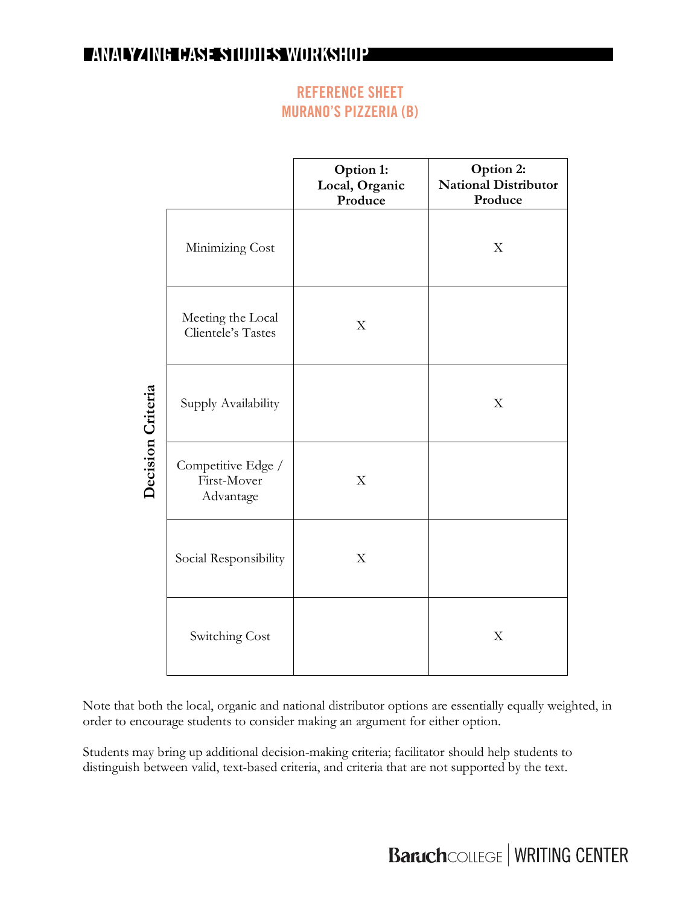## REFERENCE SHEET
## MURANO'S PIZZERIA (B)

| Decision Criteria | Option 1: Local, Organic Produce | Option 2: National Distributor Produce |
|---|---|---|
| Minimizing Cost | | X |
| Meeting the Local Clientele's Tastes | X | |
| Supply Availability | | X |
| Competitive Edge / First-Mover Advantage | X | |
| Social Responsibility | X | |
| Switching Cost | | X |

Note that both the local, organic and national distributor options are essentially equally weighted, in order to encourage students to consider making an argument for either option.

Students may bring up additional decision-making criteria; facilitator should help students to distinguish between valid, text-based criteria, and criteria that are not supported by the text.